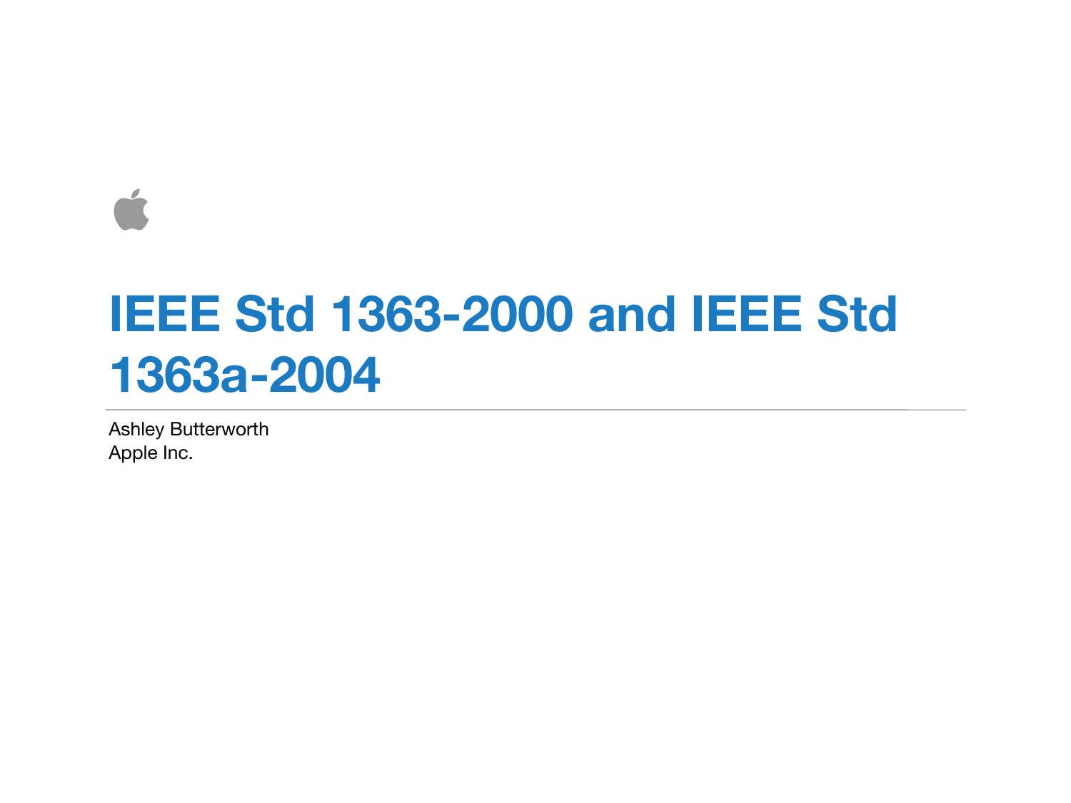# IEEE Std 1363-2000 and IEEE Std 1363a-2004

Ashley Butterworth
Apple Inc.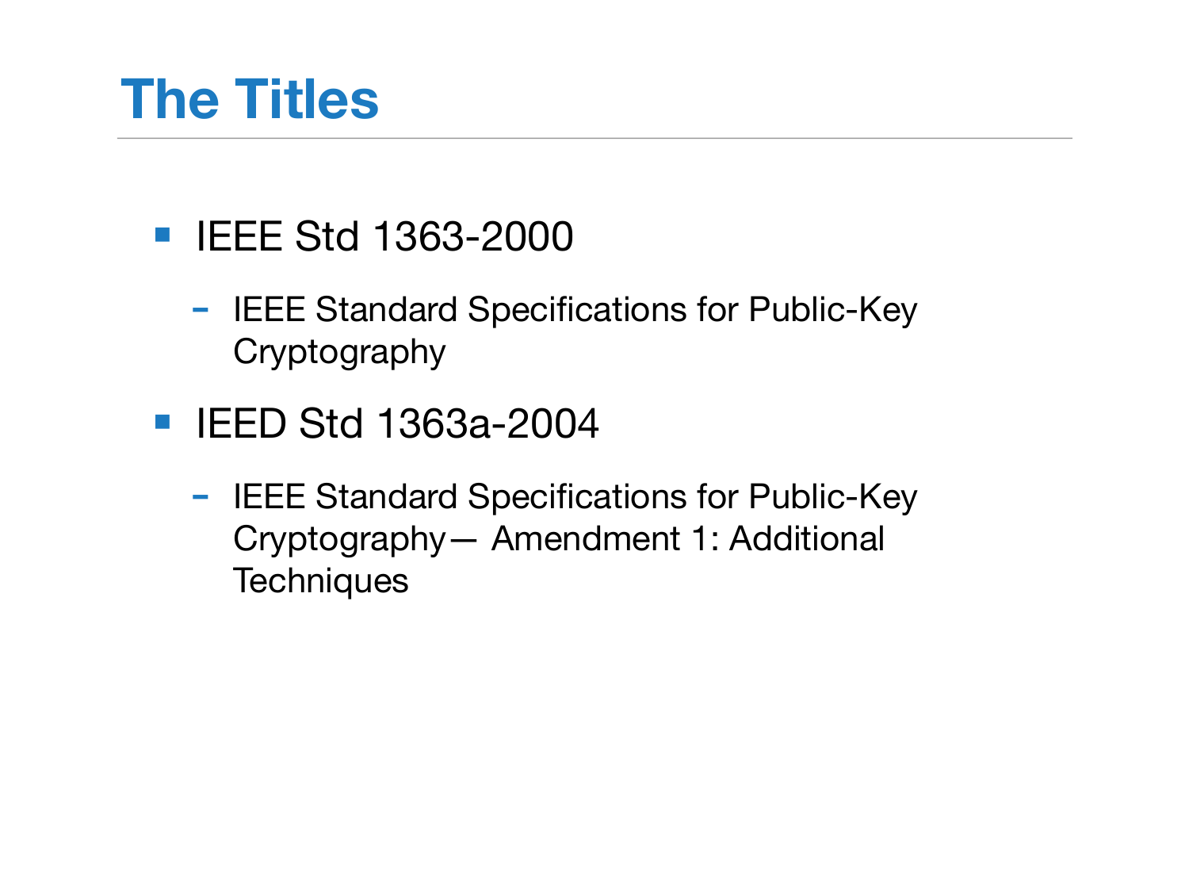# The Titles

- IEEE Std 1363-2000
  - IEEE Standard Specifications for Public-Key Cryptography
- IEED Std 1363a-2004
  - IEEE Standard Specifications for Public-Key Cryptography— Amendment 1: Additional Techniques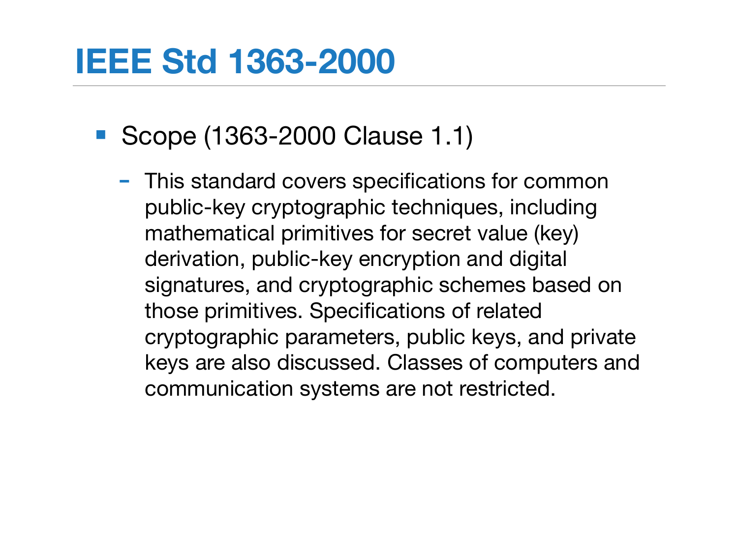# IEEE Std 1363-2000

- Scope (1363-2000 Clause 1.1)
  - This standard covers specifications for common public-key cryptographic techniques, including mathematical primitives for secret value (key) derivation, public-key encryption and digital signatures, and cryptographic schemes based on those primitives. Specifications of related cryptographic parameters, public keys, and private keys are also discussed. Classes of computers and communication systems are not restricted.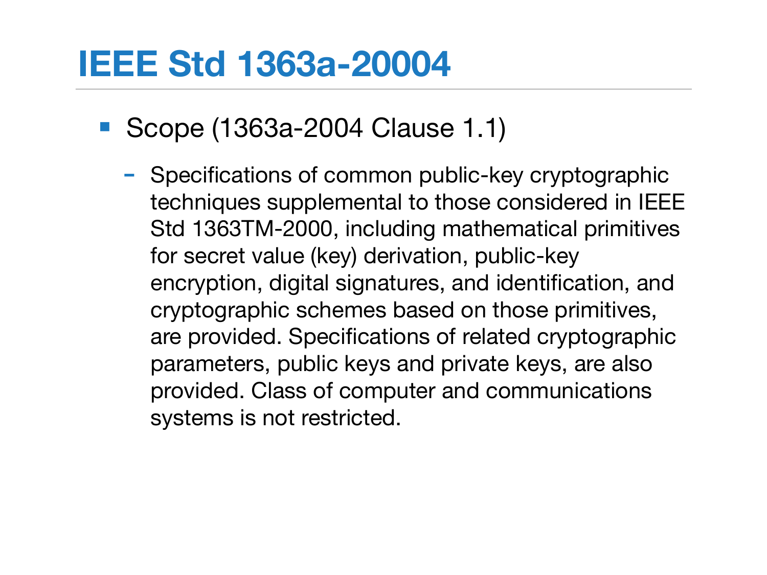# IEEE Std 1363a-20004

- Scope (1363a-2004 Clause 1.1)
  - Specifications of common public-key cryptographic techniques supplemental to those considered in IEEE Std 1363TM-2000, including mathematical primitives for secret value (key) derivation, public-key encryption, digital signatures, and identification, and cryptographic schemes based on those primitives, are provided. Specifications of related cryptographic parameters, public keys and private keys, are also provided. Class of computer and communications systems is not restricted.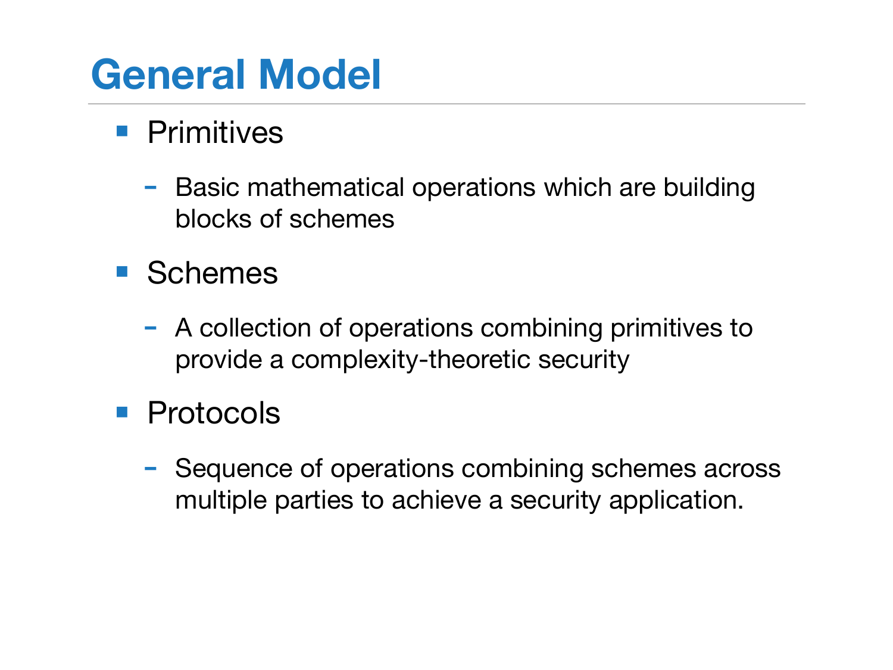# General Model

- Primitives
  - Basic mathematical operations which are building blocks of schemes
- Schemes
  - A collection of operations combining primitives to provide a complexity-theoretic security
- Protocols
  - Sequence of operations combining schemes across multiple parties to achieve a security application.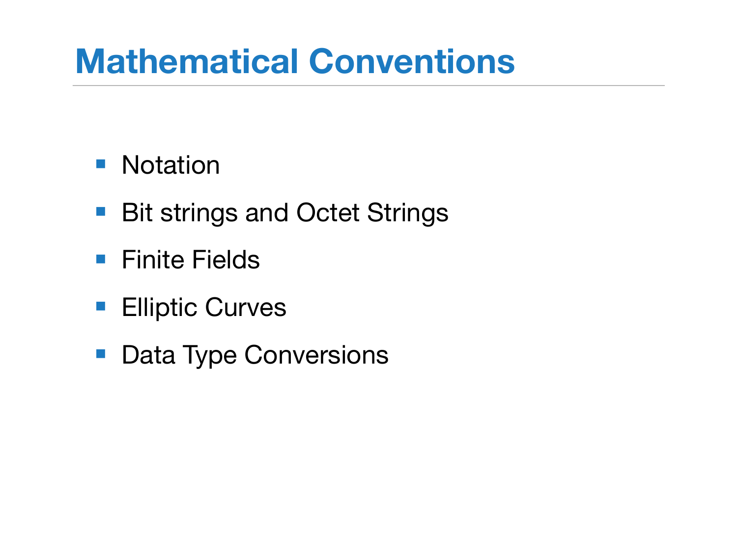# Mathematical Conventions

- Notation
- Bit strings and Octet Strings
- Finite Fields
- Elliptic Curves
- Data Type Conversions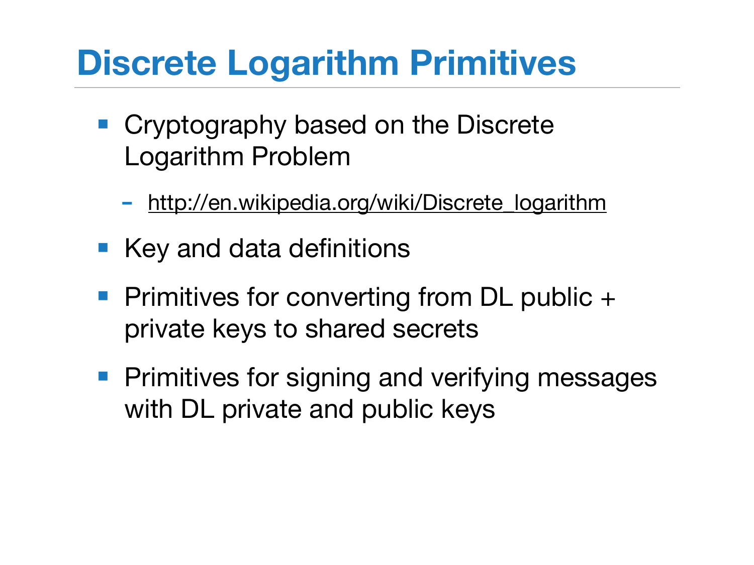# Discrete Logarithm Primitives

- Cryptography based on the Discrete Logarithm Problem
  - http://en.wikipedia.org/wiki/Discrete_logarithm
- Key and data definitions
- Primitives for converting from DL public + private keys to shared secrets
- Primitives for signing and verifying messages with DL private and public keys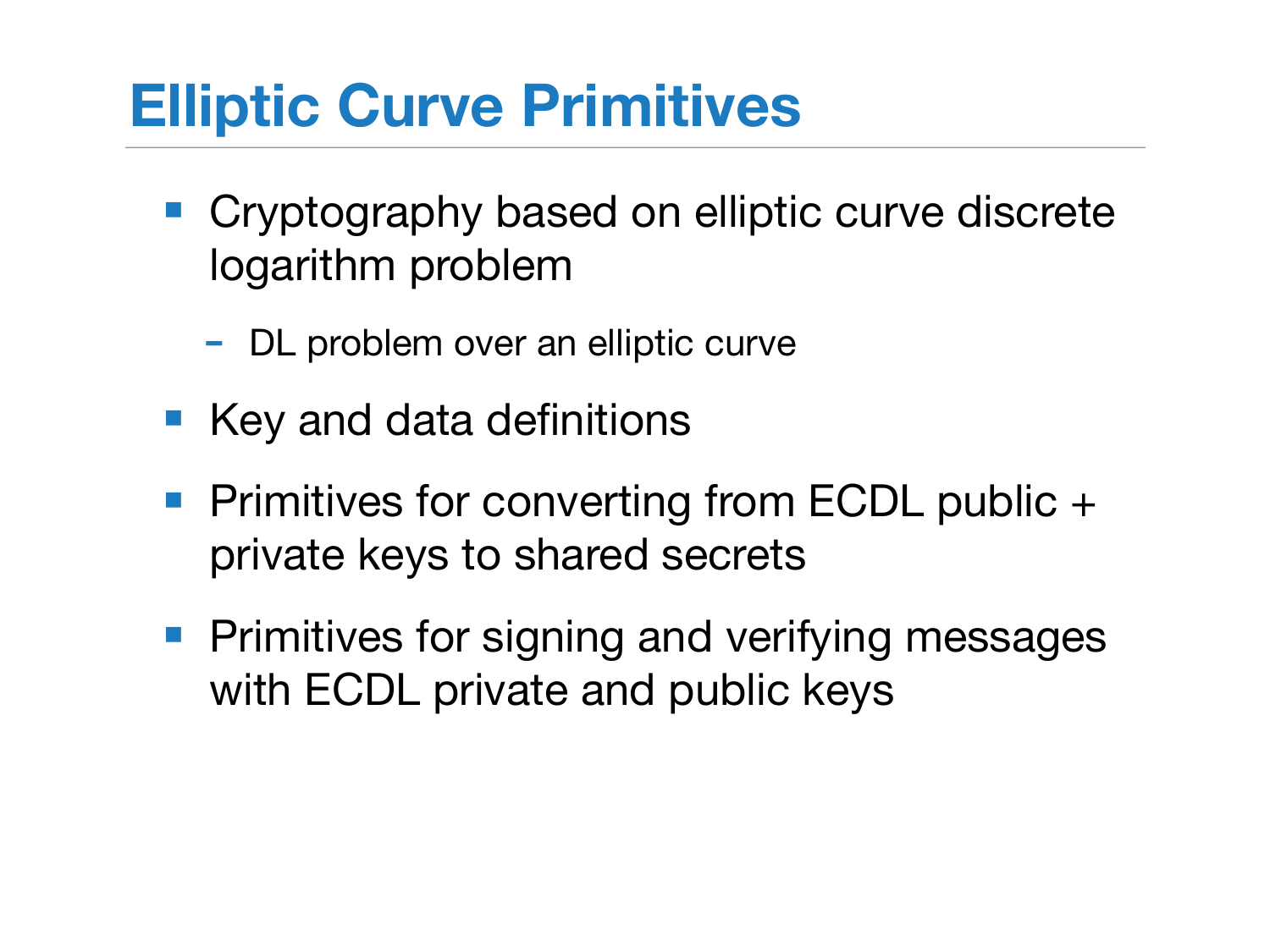# Elliptic Curve Primitives

- Cryptography based on elliptic curve discrete logarithm problem
  - DL problem over an elliptic curve
- Key and data definitions
- Primitives for converting from ECDL public + private keys to shared secrets
- Primitives for signing and verifying messages with ECDL private and public keys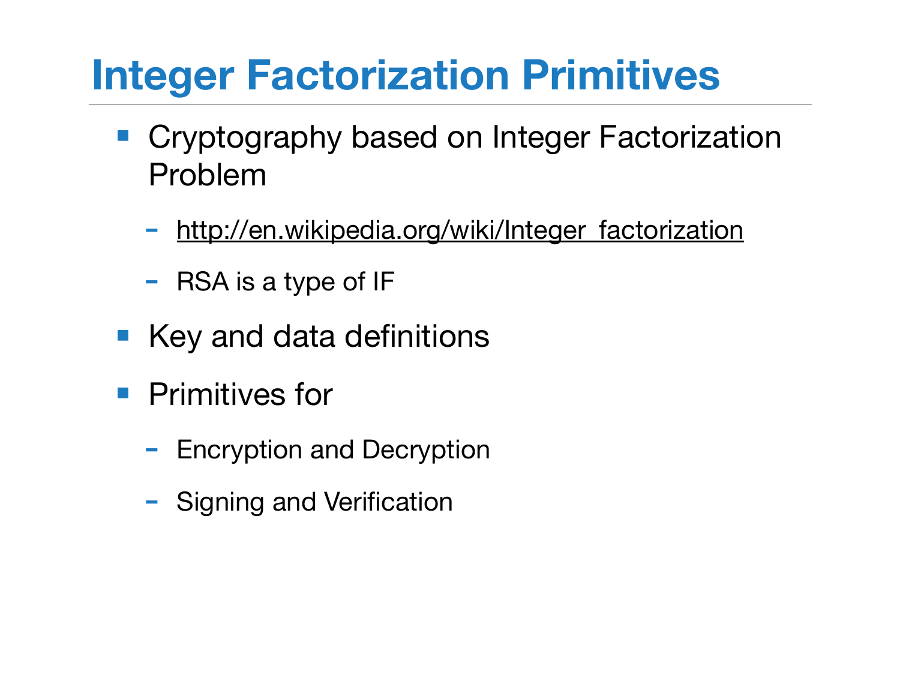# Integer Factorization Primitives

- Cryptography based on Integer Factorization Problem
  - http://en.wikipedia.org/wiki/Integer_factorization
  - RSA is a type of IF
- Key and data definitions
- Primitives for
  - Encryption and Decryption
  - Signing and Verification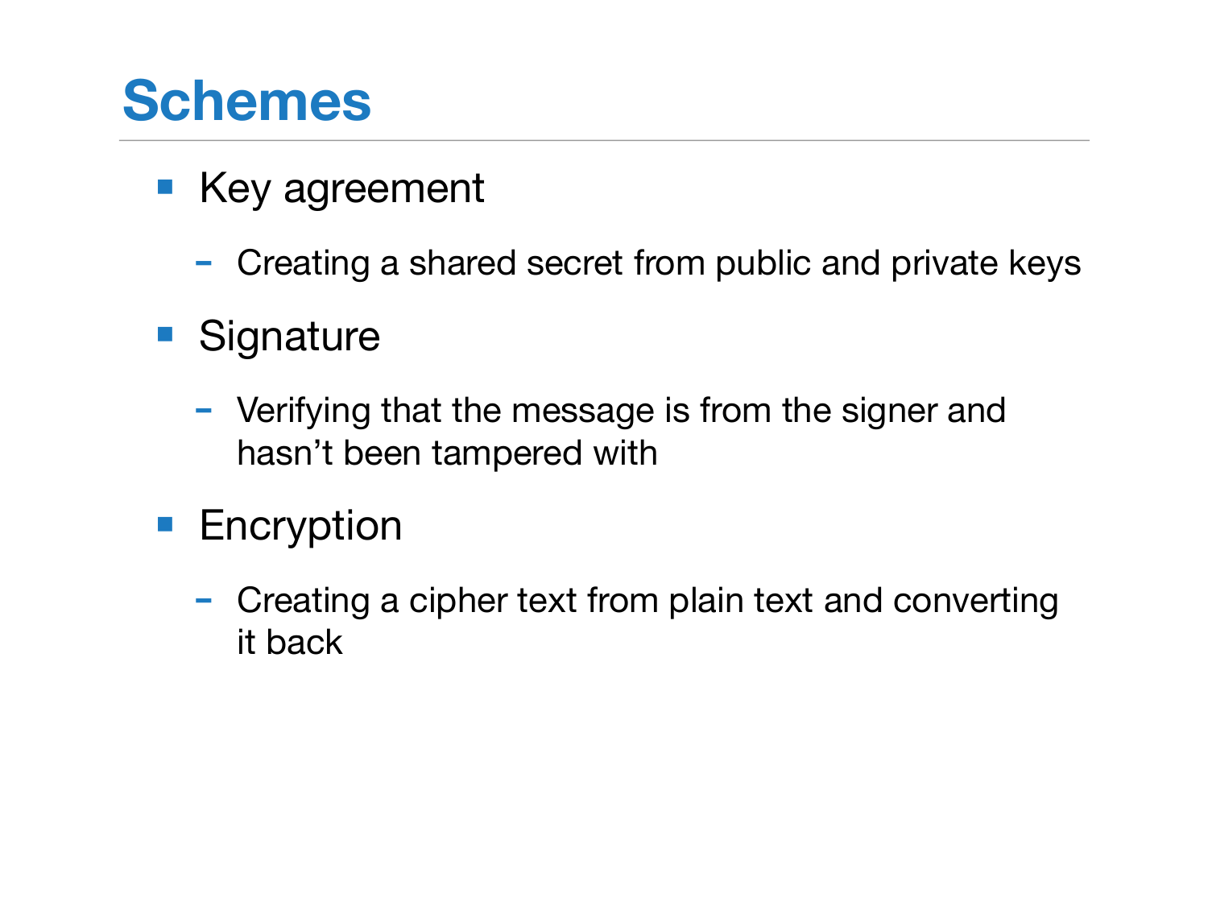# Schemes

- Key agreement
  - Creating a shared secret from public and private keys
- Signature
  - Verifying that the message is from the signer and hasn't been tampered with
- Encryption
  - Creating a cipher text from plain text and converting it back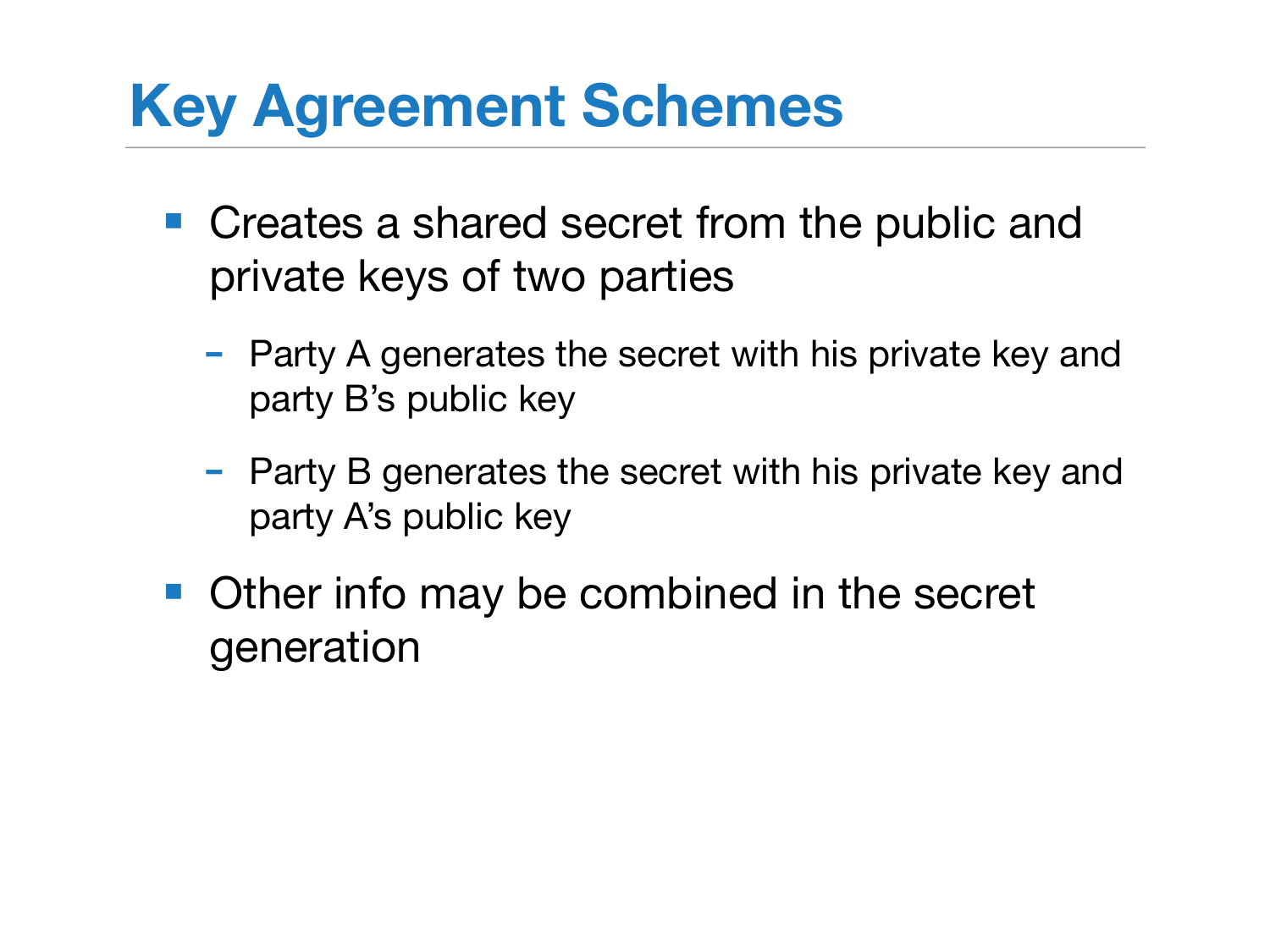# Key Agreement Schemes

- Creates a shared secret from the public and private keys of two parties
  - Party A generates the secret with his private key and party B's public key
  - Party B generates the secret with his private key and party A's public key
- Other info may be combined in the secret generation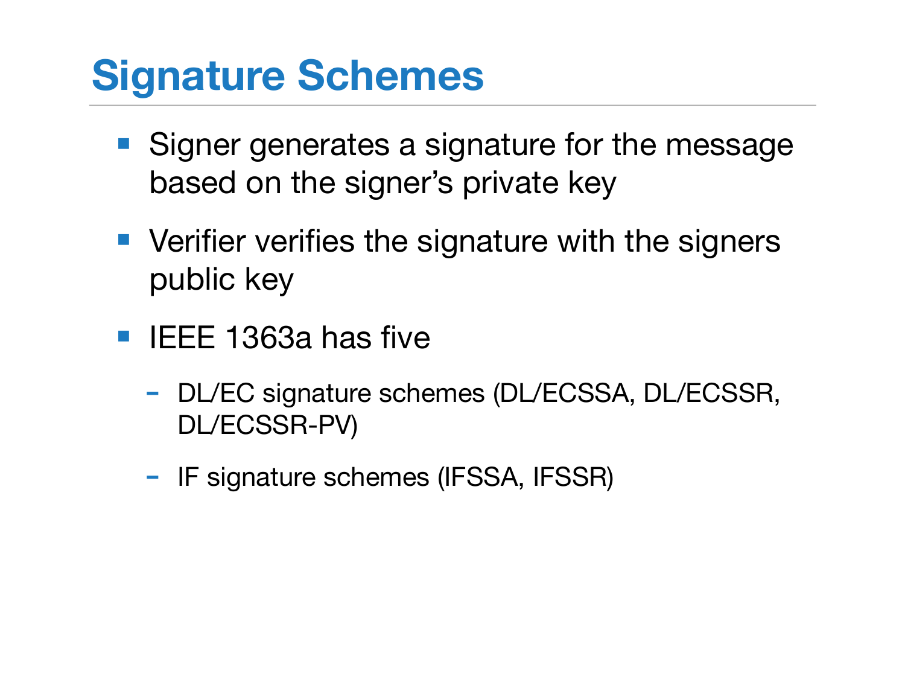# Signature Schemes

- Signer generates a signature for the message based on the signer's private key
- Verifier verifies the signature with the signers public key
- IEEE 1363a has five
  - DL/EC signature schemes (DL/ECSSA, DL/ECSSR, DL/ECSSR-PV)
  - IF signature schemes (IFSSA, IFSSR)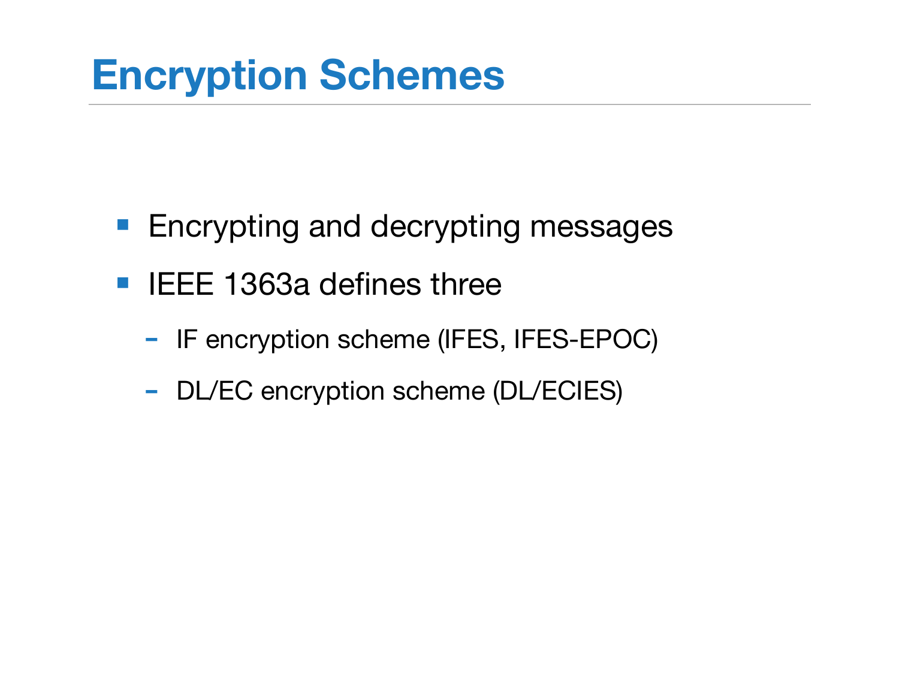# Encryption Schemes

- Encrypting and decrypting messages
- IEEE 1363a defines three
  - IF encryption scheme (IFES, IFES-EPOC)
  - DL/EC encryption scheme (DL/ECIES)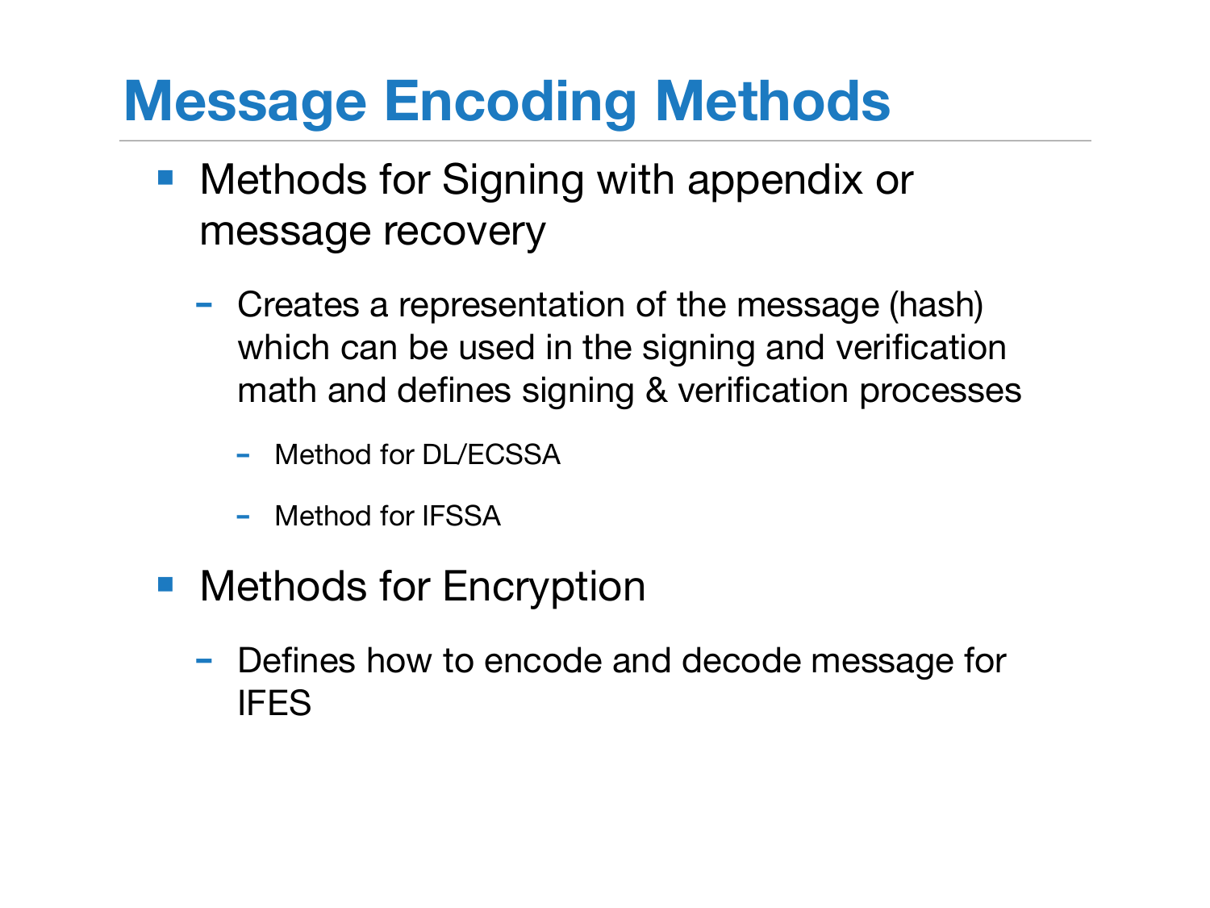# Message Encoding Methods

- Methods for Signing with appendix or message recovery
  - Creates a representation of the message (hash) which can be used in the signing and verification math and defines signing & verification processes
    - Method for DL/ECSSA
    - Method for IFSSA
- Methods for Encryption
  - Defines how to encode and decode message for IFES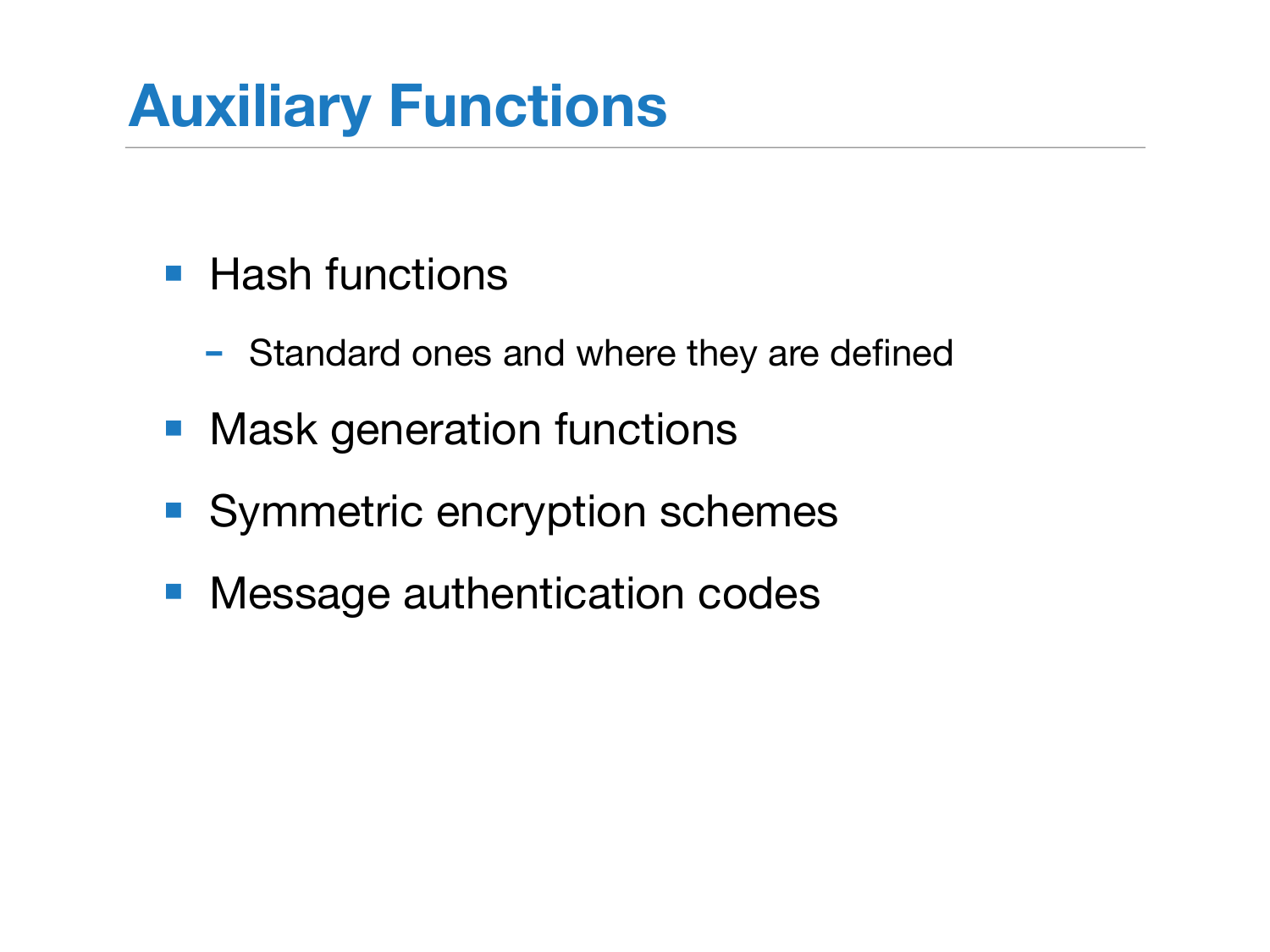# Auxiliary Functions

- Hash functions
  - Standard ones and where they are defined
- Mask generation functions
- Symmetric encryption schemes
- Message authentication codes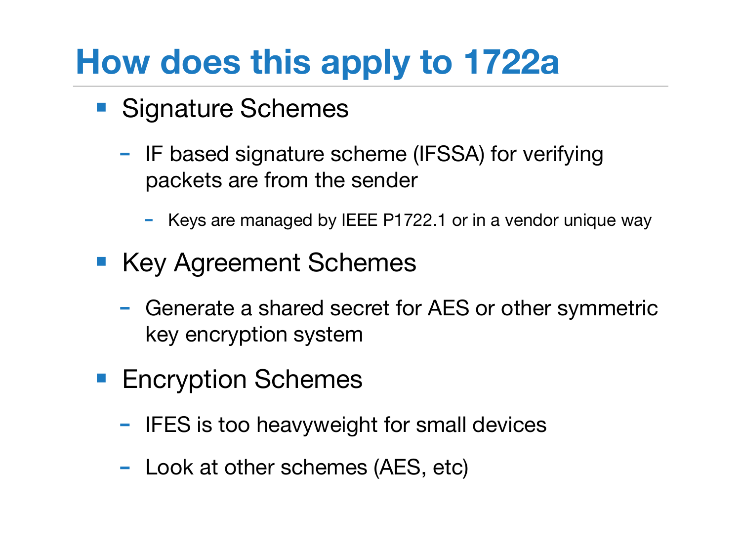# How does this apply to 1722a

- Signature Schemes
  - IF based signature scheme (IFSSA) for verifying packets are from the sender
    - Keys are managed by IEEE P1722.1 or in a vendor unique way
- Key Agreement Schemes
  - Generate a shared secret for AES or other symmetric key encryption system
- Encryption Schemes
  - IFES is too heavyweight for small devices
  - Look at other schemes (AES, etc)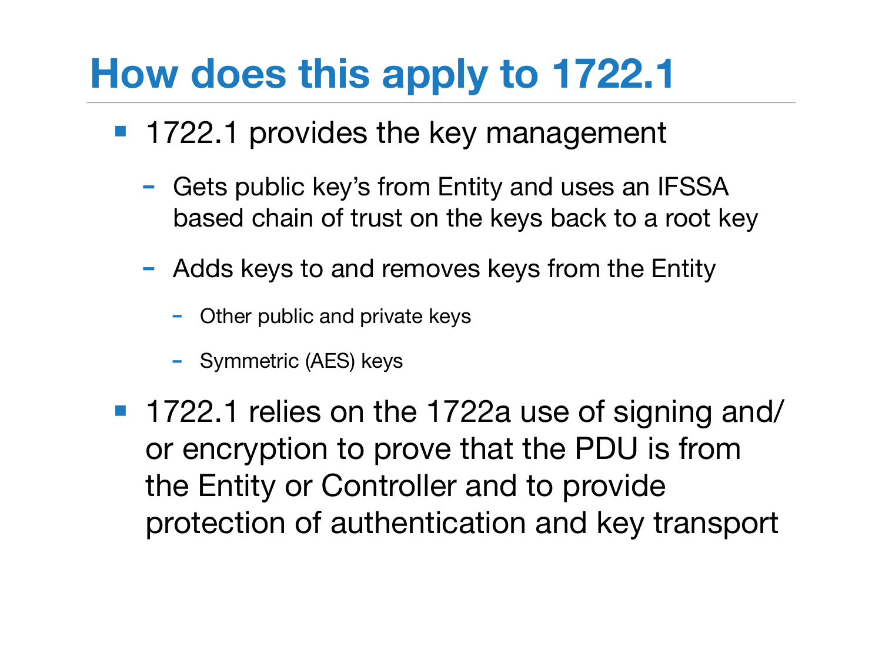# How does this apply to 1722.1

- 1722.1 provides the key management
  - Gets public key's from Entity and uses an IFSSA based chain of trust on the keys back to a root key
  - Adds keys to and removes keys from the Entity
    - Other public and private keys
    - Symmetric (AES) keys
- 1722.1 relies on the 1722a use of signing and/or encryption to prove that the PDU is from the Entity or Controller and to provide protection of authentication and key transport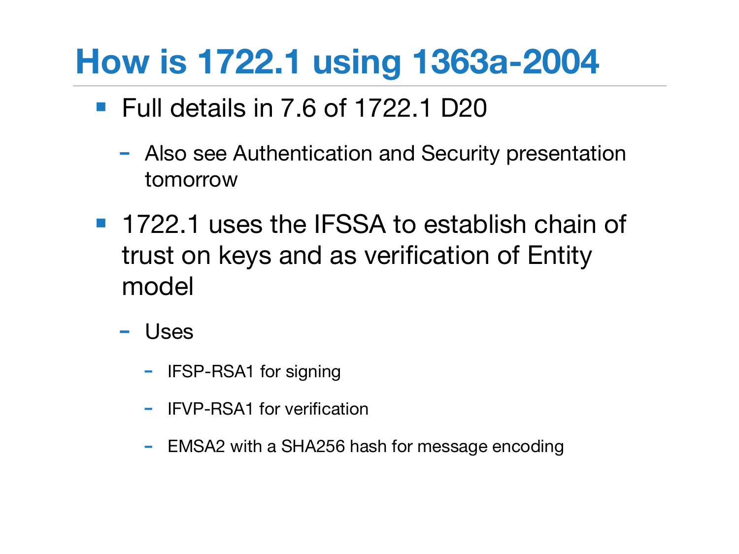# How is 1722.1 using 1363a-2004

- Full details in 7.6 of 1722.1 D20
  - Also see Authentication and Security presentation tomorrow
- 1722.1 uses the IFSSA to establish chain of trust on keys and as verification of Entity model
  - Uses
    - IFSP-RSA1 for signing
    - IFVP-RSA1 for verification
    - EMSA2 with a SHA256 hash for message encoding